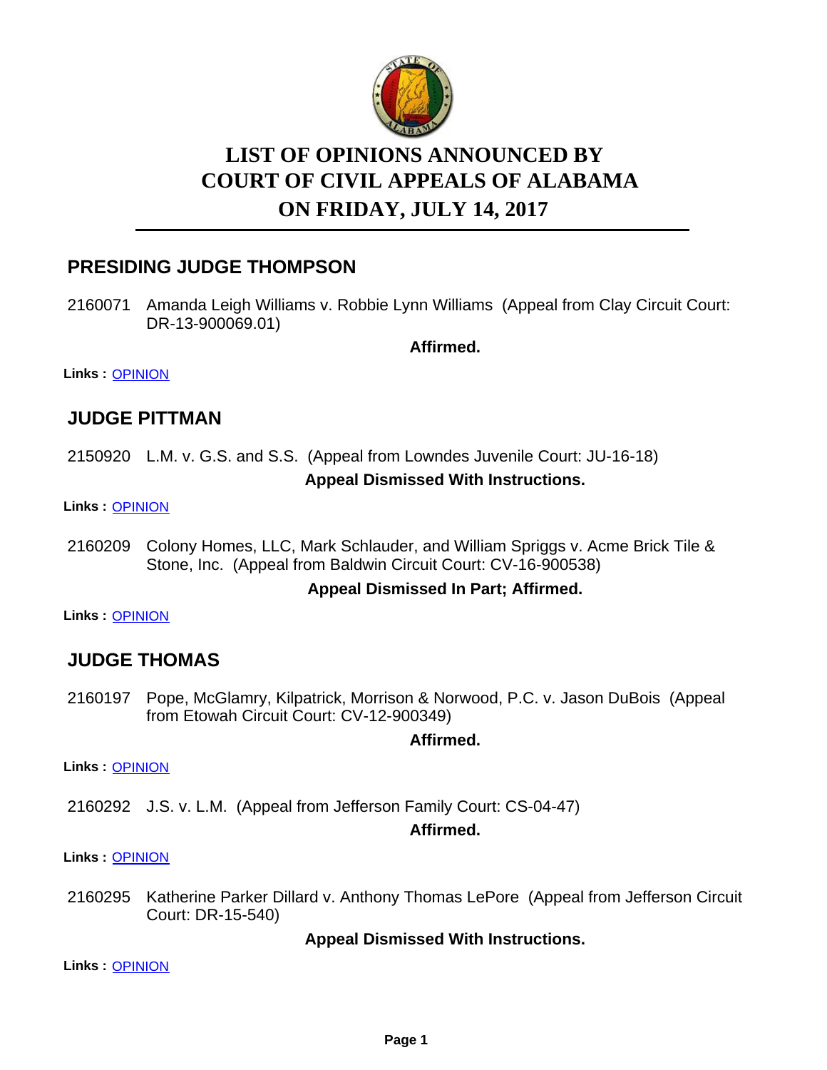# LIST OF OPINIONS ANNOUNCED BY COURT OF CIVIL APPEALS OF ALABAMA ON FRIDAY, JULY 14, 2017

## PRESIDING JUDGE THOMPSON

2160071 Amanda Leigh Williams v. Robbie Lynn Williams (Appeal from Clay Circuit Court: DR-13-900069.01)

**Affirmed.**

**Links :** OPINION

## JUDGE PITTMAN

2150920 L.M. v. G.S. and S.S. (Appeal from Lowndes Juvenile Court: JU-16-18)

**Appeal Dismissed With Instructions.**

**Links :** OPINION

2160209 Colony Homes, LLC, Mark Schlauder, and William Spriggs v. Acme Brick Tile & Stone, Inc. (Appeal from Baldwin Circuit Court: CV-16-900538)

**Appeal Dismissed In Part; Affirmed.**

**Links :** OPINION

## JUDGE THOMAS

2160197 Pope, McGlamry, Kilpatrick, Morrison & Norwood, P.C. v. Jason DuBois (Appeal from Etowah Circuit Court: CV-12-900349)

**Affirmed.**

**Links :** OPINION

2160292 J.S. v. L.M. (Appeal from Jefferson Family Court: CS-04-47)

**Affirmed.**

**Links :** OPINION

2160295 Katherine Parker Dillard v. Anthony Thomas LePore (Appeal from Jefferson Circuit Court: DR-15-540)

**Appeal Dismissed With Instructions.**

**Links :** OPINION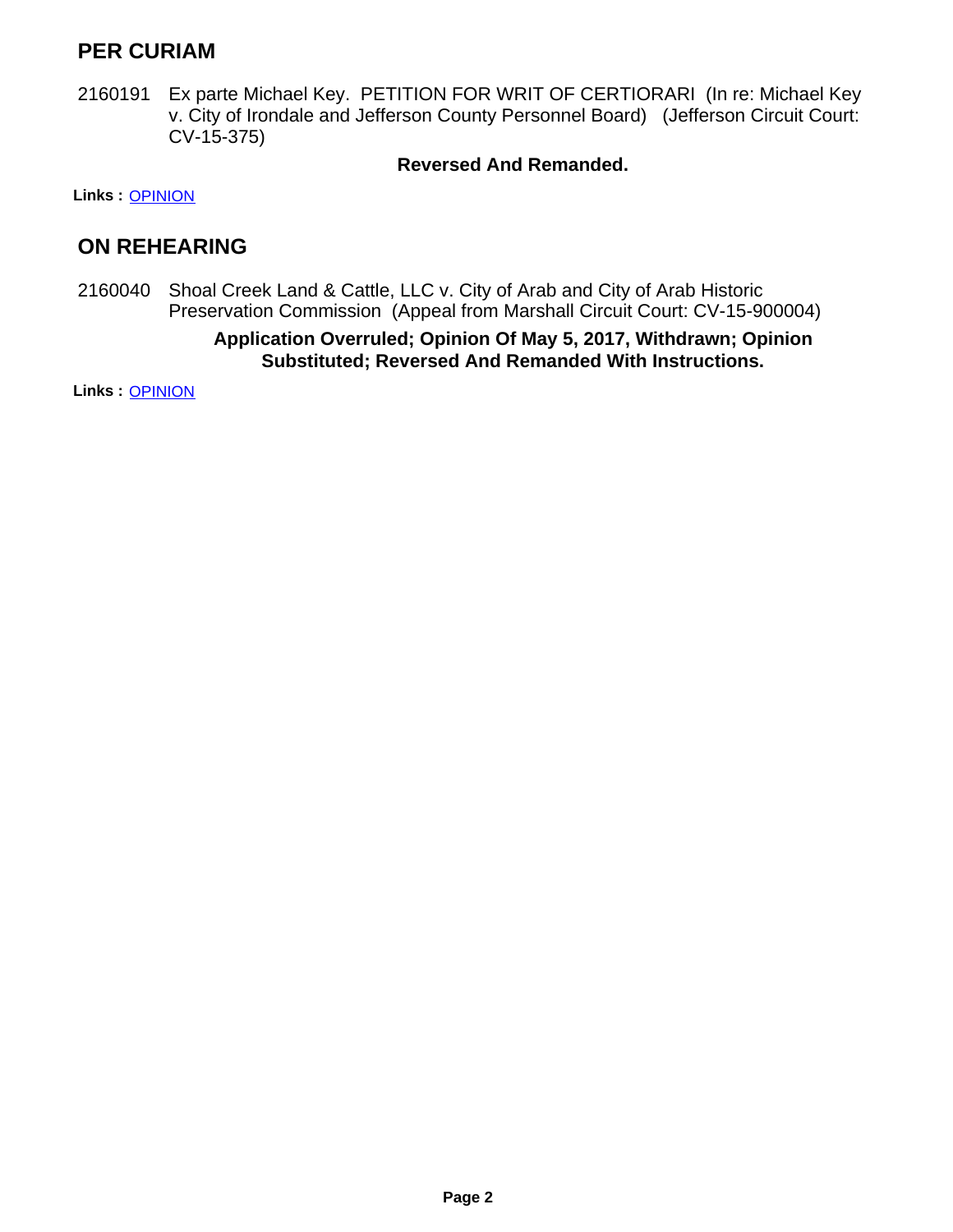## PER CURIAM

2160191 Ex parte Michael Key. PETITION FOR WRIT OF CERTIORARI (In re: Michael Key v. City of Irondale and Jefferson County Personnel Board) (Jefferson Circuit Court: CV-15-375)

**Reversed And Remanded.**

**Links :** OPINION

## ON REHEARING

2160040 Shoal Creek Land & Cattle, LLC v. City of Arab and City of Arab Historic Preservation Commission (Appeal from Marshall Circuit Court: CV-15-900004)

**Application Overruled; Opinion Of May 5, 2017, Withdrawn; Opinion Substituted; Reversed And Remanded With Instructions.**

**Links :** OPINION